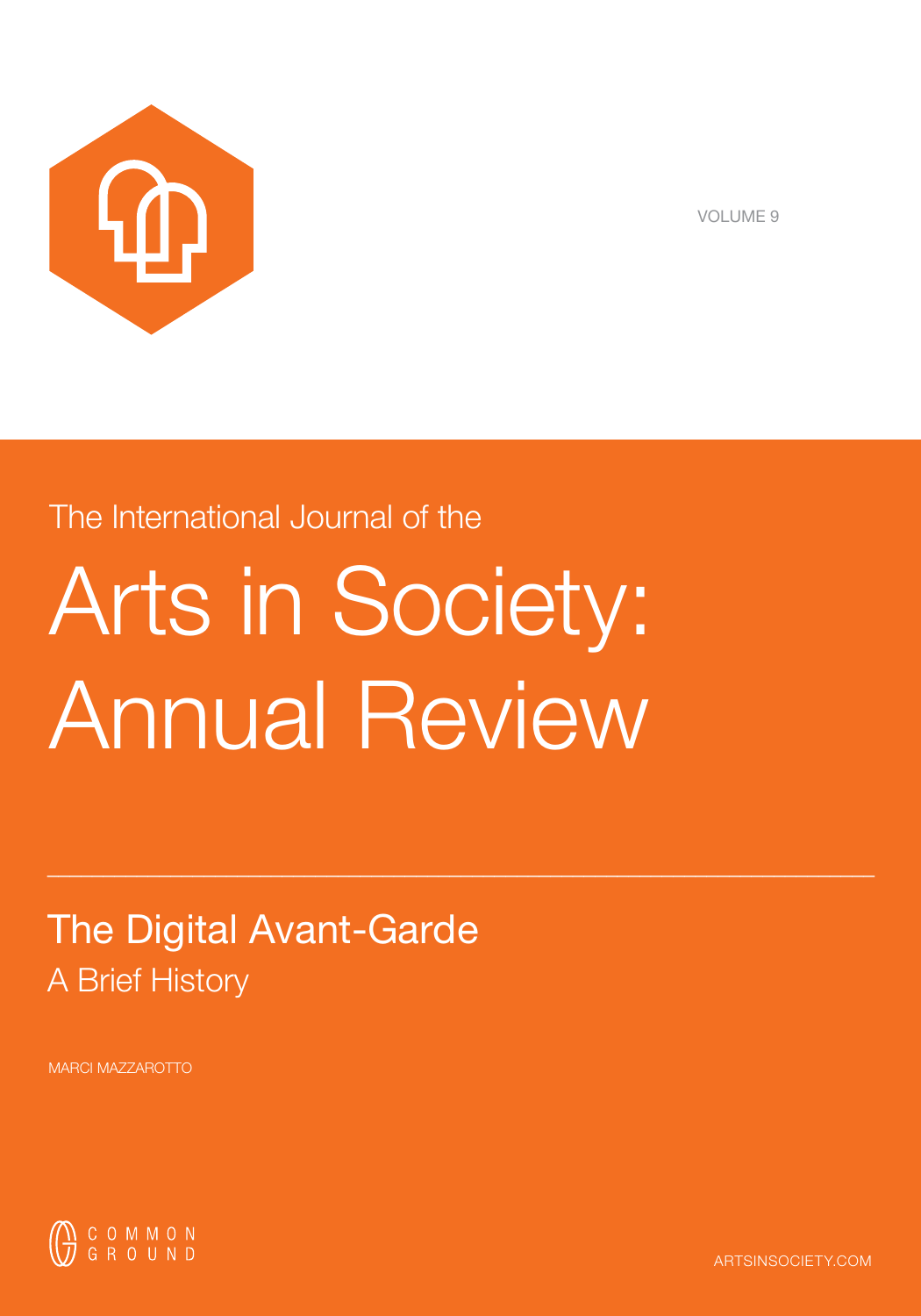VOLUME 9

The International Journal of the

# Arts in Society: Annual Review

---

## The Digital Avant-Garde

### A Brief History

MARCI MAZZAROTTO

COMMON GROUND

ARTSINSOCIETY.COM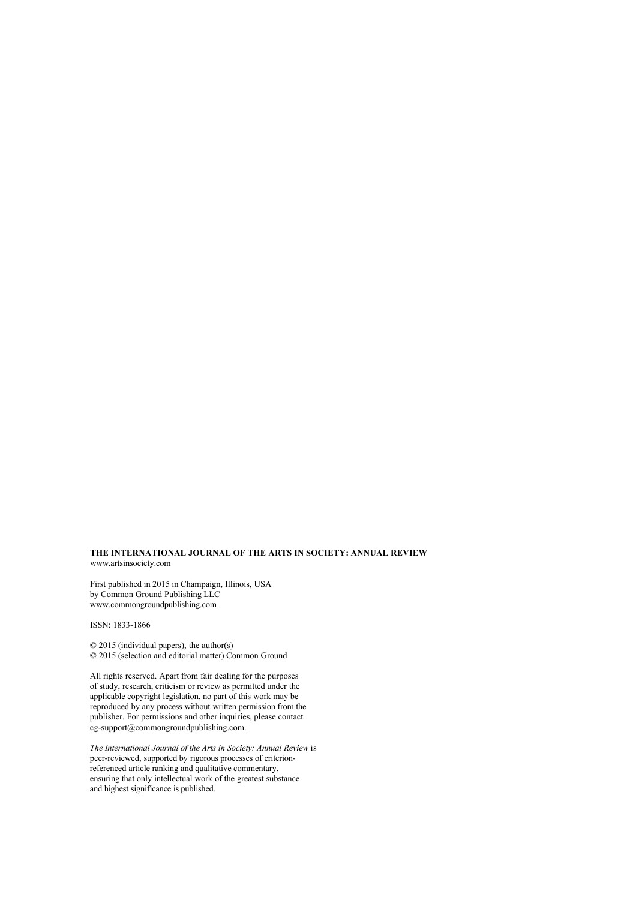**THE INTERNATIONAL JOURNAL OF THE ARTS IN SOCIETY: ANNUAL REVIEW**
www.artsinsociety.com

First published in 2015 in Champaign, Illinois, USA
by Common Ground Publishing LLC
www.commongroundpublishing.com

ISSN: 1833-1866

© 2015 (individual papers), the author(s)
© 2015 (selection and editorial matter) Common Ground

All rights reserved. Apart from fair dealing for the purposes of study, research, criticism or review as permitted under the applicable copyright legislation, no part of this work may be reproduced by any process without written permission from the publisher. For permissions and other inquiries, please contact cg-support@commongroundpublishing.com.

*The International Journal of the Arts in Society: Annual Review* is peer-reviewed, supported by rigorous processes of criterion-referenced article ranking and qualitative commentary, ensuring that only intellectual work of the greatest substance and highest significance is published.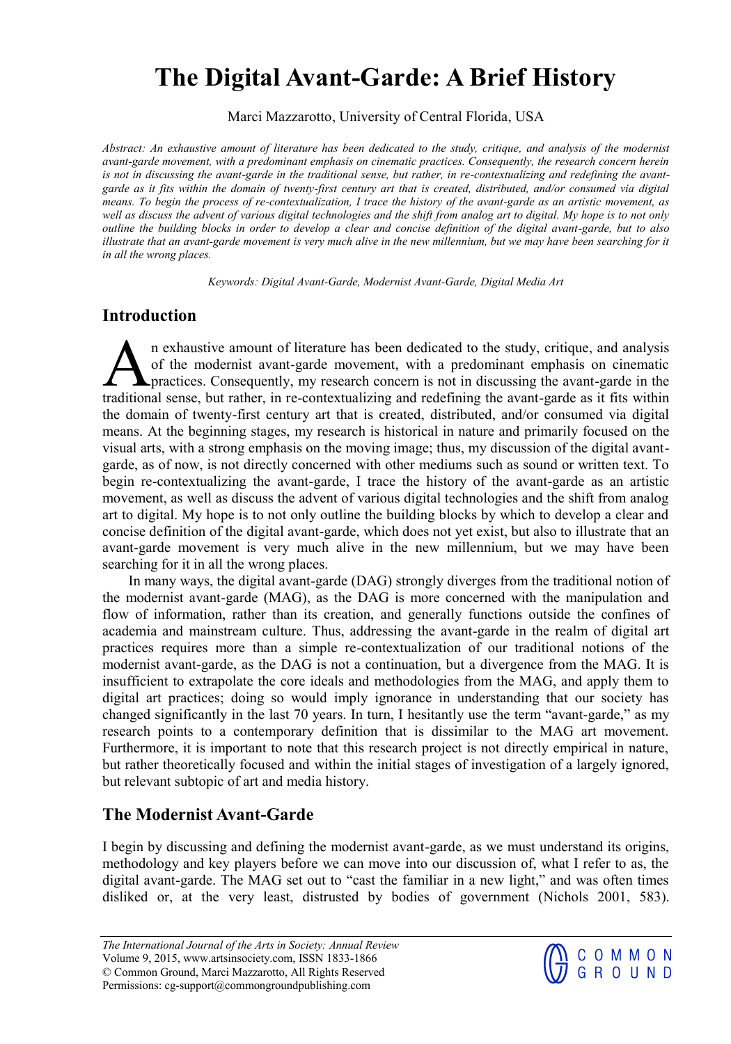# The Digital Avant-Garde: A Brief History

Marci Mazzarotto, University of Central Florida, USA

*Abstract: An exhaustive amount of literature has been dedicated to the study, critique, and analysis of the modernist avant-garde movement, with a predominant emphasis on cinematic practices. Consequently, the research concern herein is not in discussing the avant-garde in the traditional sense, but rather, in re-contextualizing and redefining the avant-garde as it fits within the domain of twenty-first century art that is created, distributed, and/or consumed via digital means. To begin the process of re-contextualization, I trace the history of the avant-garde as an artistic movement, as well as discuss the advent of various digital technologies and the shift from analog art to digital. My hope is to not only outline the building blocks in order to develop a clear and concise definition of the digital avant-garde, but to also illustrate that an avant-garde movement is very much alive in the new millennium, but we may have been searching for it in all the wrong places.*

*Keywords: Digital Avant-Garde, Modernist Avant-Garde, Digital Media Art*

## Introduction

An exhaustive amount of literature has been dedicated to the study, critique, and analysis of the modernist avant-garde movement, with a predominant emphasis on cinematic practices. Consequently, my research concern is not in discussing the avant-garde in the traditional sense, but rather, in re-contextualizing and redefining the avant-garde as it fits within the domain of twenty-first century art that is created, distributed, and/or consumed via digital means. At the beginning stages, my research is historical in nature and primarily focused on the visual arts, with a strong emphasis on the moving image; thus, my discussion of the digital avant-garde, as of now, is not directly concerned with other mediums such as sound or written text. To begin re-contextualizing the avant-garde, I trace the history of the avant-garde as an artistic movement, as well as discuss the advent of various digital technologies and the shift from analog art to digital. My hope is to not only outline the building blocks by which to develop a clear and concise definition of the digital avant-garde, which does not yet exist, but also to illustrate that an avant-garde movement is very much alive in the new millennium, but we may have been searching for it in all the wrong places.

In many ways, the digital avant-garde (DAG) strongly diverges from the traditional notion of the modernist avant-garde (MAG), as the DAG is more concerned with the manipulation and flow of information, rather than its creation, and generally functions outside the confines of academia and mainstream culture. Thus, addressing the avant-garde in the realm of digital art practices requires more than a simple re-contextualization of our traditional notions of the modernist avant-garde, as the DAG is not a continuation, but a divergence from the MAG. It is insufficient to extrapolate the core ideals and methodologies from the MAG, and apply them to digital art practices; doing so would imply ignorance in understanding that our society has changed significantly in the last 70 years. In turn, I hesitantly use the term "avant-garde," as my research points to a contemporary definition that is dissimilar to the MAG art movement. Furthermore, it is important to note that this research project is not directly empirical in nature, but rather theoretically focused and within the initial stages of investigation of a largely ignored, but relevant subtopic of art and media history.

## The Modernist Avant-Garde

I begin by discussing and defining the modernist avant-garde, as we must understand its origins, methodology and key players before we can move into our discussion of, what I refer to as, the digital avant-garde. The MAG set out to "cast the familiar in a new light," and was often times disliked or, at the very least, distrusted by bodies of government (Nichols 2001, 583).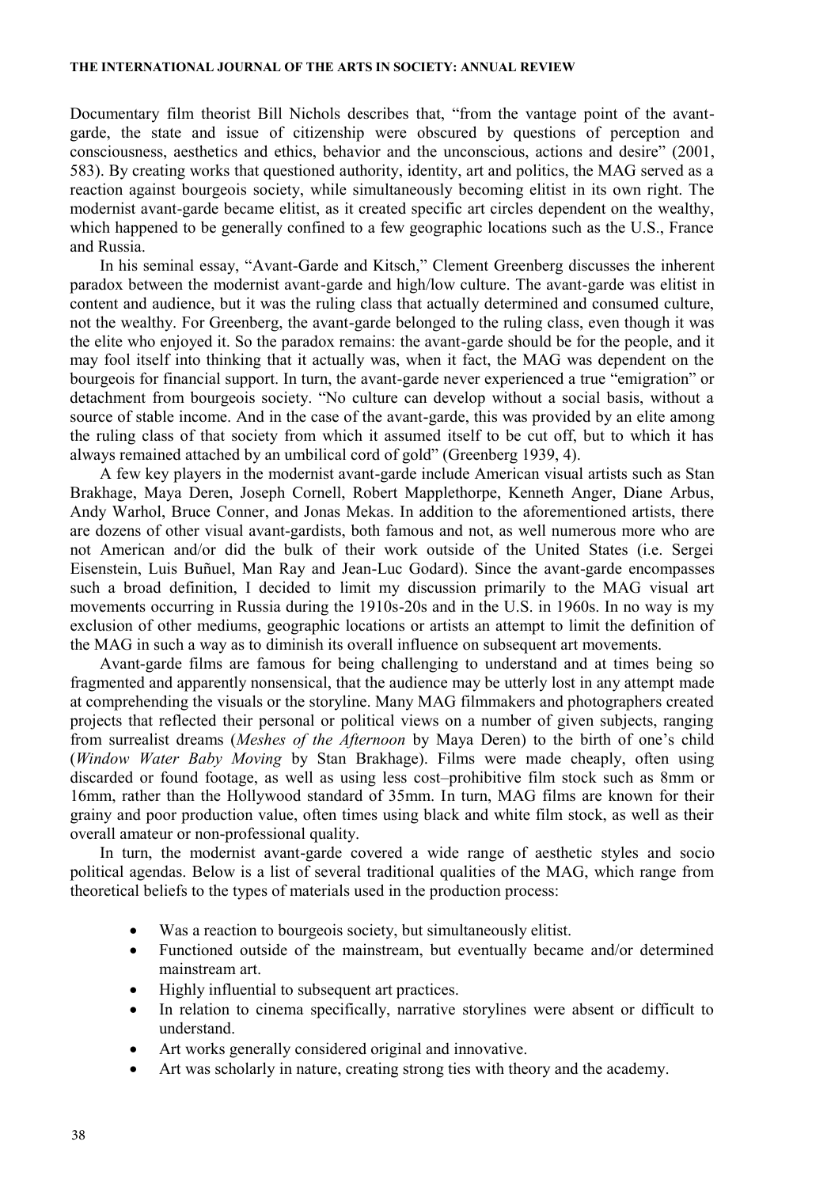Documentary film theorist Bill Nichols describes that, "from the vantage point of the avant-garde, the state and issue of citizenship were obscured by questions of perception and consciousness, aesthetics and ethics, behavior and the unconscious, actions and desire" (2001, 583). By creating works that questioned authority, identity, art and politics, the MAG served as a reaction against bourgeois society, while simultaneously becoming elitist in its own right. The modernist avant-garde became elitist, as it created specific art circles dependent on the wealthy, which happened to be generally confined to a few geographic locations such as the U.S., France and Russia.

In his seminal essay, "Avant-Garde and Kitsch," Clement Greenberg discusses the inherent paradox between the modernist avant-garde and high/low culture. The avant-garde was elitist in content and audience, but it was the ruling class that actually determined and consumed culture, not the wealthy. For Greenberg, the avant-garde belonged to the ruling class, even though it was the elite who enjoyed it. So the paradox remains: the avant-garde should be for the people, and it may fool itself into thinking that it actually was, when it fact, the MAG was dependent on the bourgeois for financial support. In turn, the avant-garde never experienced a true "emigration" or detachment from bourgeois society. "No culture can develop without a social basis, without a source of stable income. And in the case of the avant-garde, this was provided by an elite among the ruling class of that society from which it assumed itself to be cut off, but to which it has always remained attached by an umbilical cord of gold" (Greenberg 1939, 4).

A few key players in the modernist avant-garde include American visual artists such as Stan Brakhage, Maya Deren, Joseph Cornell, Robert Mapplethorpe, Kenneth Anger, Diane Arbus, Andy Warhol, Bruce Conner, and Jonas Mekas. In addition to the aforementioned artists, there are dozens of other visual avant-gardists, both famous and not, as well numerous more who are not American and/or did the bulk of their work outside of the United States (i.e. Sergei Eisenstein, Luis Buñuel, Man Ray and Jean-Luc Godard). Since the avant-garde encompasses such a broad definition, I decided to limit my discussion primarily to the MAG visual art movements occurring in Russia during the 1910s-20s and in the U.S. in 1960s. In no way is my exclusion of other mediums, geographic locations or artists an attempt to limit the definition of the MAG in such a way as to diminish its overall influence on subsequent art movements.

Avant-garde films are famous for being challenging to understand and at times being so fragmented and apparently nonsensical, that the audience may be utterly lost in any attempt made at comprehending the visuals or the storyline. Many MAG filmmakers and photographers created projects that reflected their personal or political views on a number of given subjects, ranging from surrealist dreams (*Meshes of the Afternoon* by Maya Deren) to the birth of one's child (*Window Water Baby Moving* by Stan Brakhage). Films were made cheaply, often using discarded or found footage, as well as using less cost–prohibitive film stock such as 8mm or 16mm, rather than the Hollywood standard of 35mm. In turn, MAG films are known for their grainy and poor production value, often times using black and white film stock, as well as their overall amateur or non-professional quality.

In turn, the modernist avant-garde covered a wide range of aesthetic styles and socio political agendas. Below is a list of several traditional qualities of the MAG, which range from theoretical beliefs to the types of materials used in the production process:

- Was a reaction to bourgeois society, but simultaneously elitist.
- Functioned outside of the mainstream, but eventually became and/or determined mainstream art.
- Highly influential to subsequent art practices.
- In relation to cinema specifically, narrative storylines were absent or difficult to understand.
- Art works generally considered original and innovative.
- Art was scholarly in nature, creating strong ties with theory and the academy.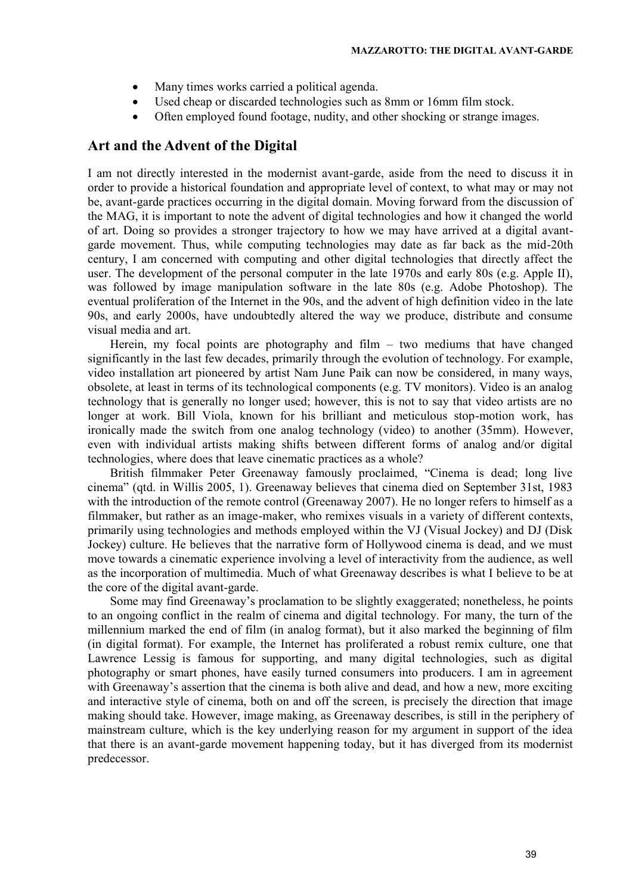- Many times works carried a political agenda.
- Used cheap or discarded technologies such as 8mm or 16mm film stock.
- Often employed found footage, nudity, and other shocking or strange images.

## Art and the Advent of the Digital

I am not directly interested in the modernist avant-garde, aside from the need to discuss it in order to provide a historical foundation and appropriate level of context, to what may or may not be, avant-garde practices occurring in the digital domain. Moving forward from the discussion of the MAG, it is important to note the advent of digital technologies and how it changed the world of art. Doing so provides a stronger trajectory to how we may have arrived at a digital avant-garde movement. Thus, while computing technologies may date as far back as the mid-20th century, I am concerned with computing and other digital technologies that directly affect the user. The development of the personal computer in the late 1970s and early 80s (e.g. Apple II), was followed by image manipulation software in the late 80s (e.g. Adobe Photoshop). The eventual proliferation of the Internet in the 90s, and the advent of high definition video in the late 90s, and early 2000s, have undoubtedly altered the way we produce, distribute and consume visual media and art.

Herein, my focal points are photography and film – two mediums that have changed significantly in the last few decades, primarily through the evolution of technology. For example, video installation art pioneered by artist Nam June Paik can now be considered, in many ways, obsolete, at least in terms of its technological components (e.g. TV monitors). Video is an analog technology that is generally no longer used; however, this is not to say that video artists are no longer at work. Bill Viola, known for his brilliant and meticulous stop-motion work, has ironically made the switch from one analog technology (video) to another (35mm). However, even with individual artists making shifts between different forms of analog and/or digital technologies, where does that leave cinematic practices as a whole?

British filmmaker Peter Greenaway famously proclaimed, "Cinema is dead; long live cinema" (qtd. in Willis 2005, 1). Greenaway believes that cinema died on September 31st, 1983 with the introduction of the remote control (Greenaway 2007). He no longer refers to himself as a filmmaker, but rather as an image-maker, who remixes visuals in a variety of different contexts, primarily using technologies and methods employed within the VJ (Visual Jockey) and DJ (Disk Jockey) culture. He believes that the narrative form of Hollywood cinema is dead, and we must move towards a cinematic experience involving a level of interactivity from the audience, as well as the incorporation of multimedia. Much of what Greenaway describes is what I believe to be at the core of the digital avant-garde.

Some may find Greenaway's proclamation to be slightly exaggerated; nonetheless, he points to an ongoing conflict in the realm of cinema and digital technology. For many, the turn of the millennium marked the end of film (in analog format), but it also marked the beginning of film (in digital format). For example, the Internet has proliferated a robust remix culture, one that Lawrence Lessig is famous for supporting, and many digital technologies, such as digital photography or smart phones, have easily turned consumers into producers. I am in agreement with Greenaway's assertion that the cinema is both alive and dead, and how a new, more exciting and interactive style of cinema, both on and off the screen, is precisely the direction that image making should take. However, image making, as Greenaway describes, is still in the periphery of mainstream culture, which is the key underlying reason for my argument in support of the idea that there is an avant-garde movement happening today, but it has diverged from its modernist predecessor.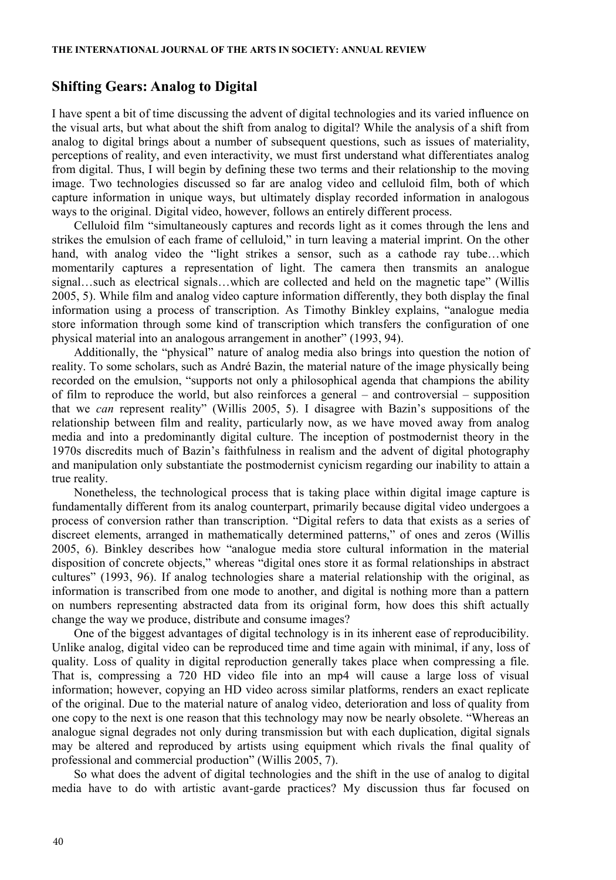## Shifting Gears: Analog to Digital

I have spent a bit of time discussing the advent of digital technologies and its varied influence on the visual arts, but what about the shift from analog to digital? While the analysis of a shift from analog to digital brings about a number of subsequent questions, such as issues of materiality, perceptions of reality, and even interactivity, we must first understand what differentiates analog from digital. Thus, I will begin by defining these two terms and their relationship to the moving image. Two technologies discussed so far are analog video and celluloid film, both of which capture information in unique ways, but ultimately display recorded information in analogous ways to the original. Digital video, however, follows an entirely different process.

Celluloid film "simultaneously captures and records light as it comes through the lens and strikes the emulsion of each frame of celluloid," in turn leaving a material imprint. On the other hand, with analog video the "light strikes a sensor, such as a cathode ray tube…which momentarily captures a representation of light. The camera then transmits an analogue signal…such as electrical signals…which are collected and held on the magnetic tape" (Willis 2005, 5). While film and analog video capture information differently, they both display the final information using a process of transcription. As Timothy Binkley explains, "analogue media store information through some kind of transcription which transfers the configuration of one physical material into an analogous arrangement in another" (1993, 94).

Additionally, the "physical" nature of analog media also brings into question the notion of reality. To some scholars, such as André Bazin, the material nature of the image physically being recorded on the emulsion, "supports not only a philosophical agenda that champions the ability of film to reproduce the world, but also reinforces a general – and controversial – supposition that we *can* represent reality" (Willis 2005, 5). I disagree with Bazin's suppositions of the relationship between film and reality, particularly now, as we have moved away from analog media and into a predominantly digital culture. The inception of postmodernist theory in the 1970s discredits much of Bazin's faithfulness in realism and the advent of digital photography and manipulation only substantiate the postmodernist cynicism regarding our inability to attain a true reality.

Nonetheless, the technological process that is taking place within digital image capture is fundamentally different from its analog counterpart, primarily because digital video undergoes a process of conversion rather than transcription. "Digital refers to data that exists as a series of discreet elements, arranged in mathematically determined patterns," of ones and zeros (Willis 2005, 6). Binkley describes how "analogue media store cultural information in the material disposition of concrete objects," whereas "digital ones store it as formal relationships in abstract cultures" (1993, 96). If analog technologies share a material relationship with the original, as information is transcribed from one mode to another, and digital is nothing more than a pattern on numbers representing abstracted data from its original form, how does this shift actually change the way we produce, distribute and consume images?

One of the biggest advantages of digital technology is in its inherent ease of reproducibility. Unlike analog, digital video can be reproduced time and time again with minimal, if any, loss of quality. Loss of quality in digital reproduction generally takes place when compressing a file. That is, compressing a 720 HD video file into an mp4 will cause a large loss of visual information; however, copying an HD video across similar platforms, renders an exact replicate of the original. Due to the material nature of analog video, deterioration and loss of quality from one copy to the next is one reason that this technology may now be nearly obsolete. "Whereas an analogue signal degrades not only during transmission but with each duplication, digital signals may be altered and reproduced by artists using equipment which rivals the final quality of professional and commercial production" (Willis 2005, 7).

So what does the advent of digital technologies and the shift in the use of analog to digital media have to do with artistic avant-garde practices? My discussion thus far focused on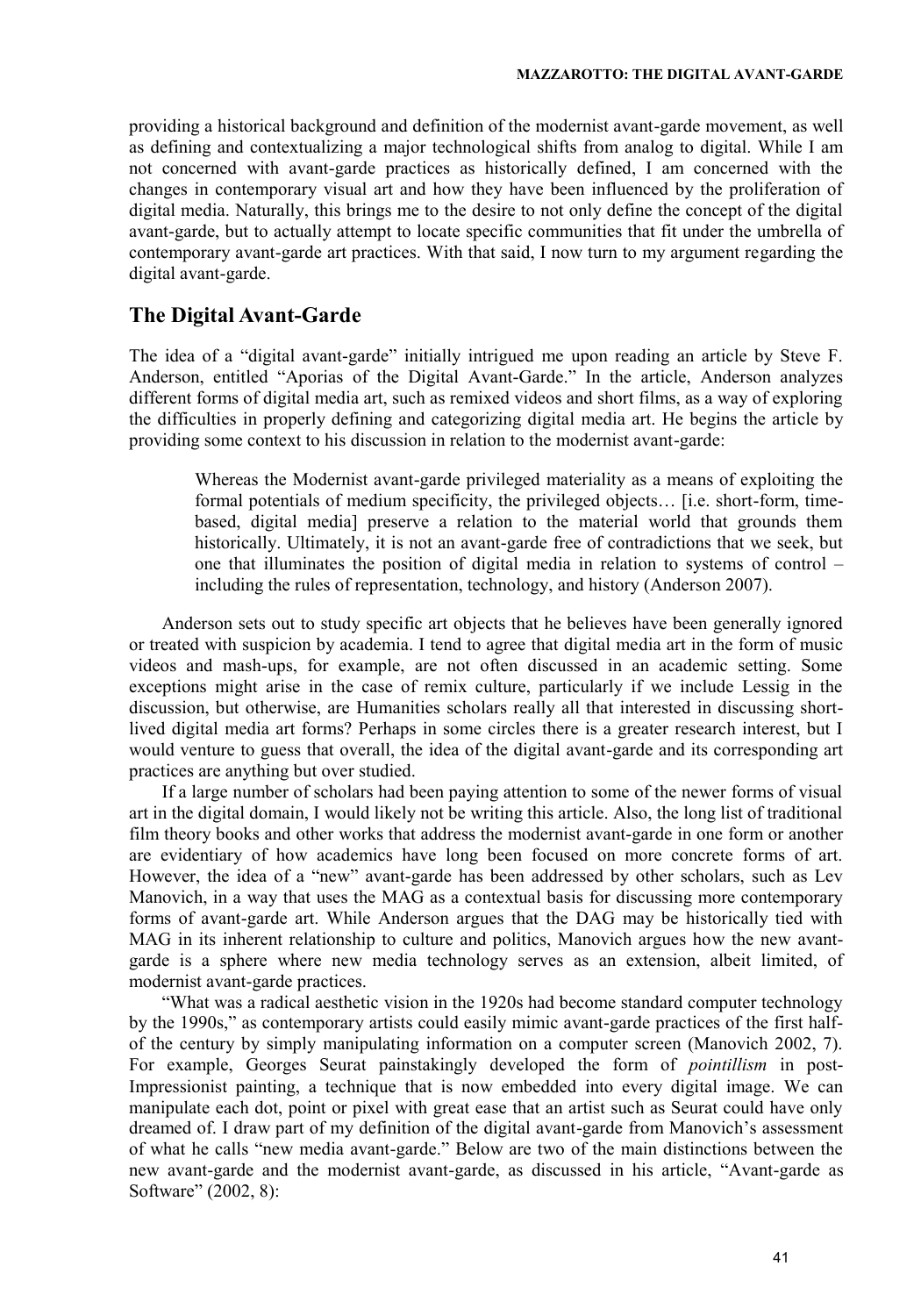providing a historical background and definition of the modernist avant-garde movement, as well as defining and contextualizing a major technological shifts from analog to digital. While I am not concerned with avant-garde practices as historically defined, I am concerned with the changes in contemporary visual art and how they have been influenced by the proliferation of digital media. Naturally, this brings me to the desire to not only define the concept of the digital avant-garde, but to actually attempt to locate specific communities that fit under the umbrella of contemporary avant-garde art practices. With that said, I now turn to my argument regarding the digital avant-garde.

## The Digital Avant-Garde

The idea of a "digital avant-garde" initially intrigued me upon reading an article by Steve F. Anderson, entitled "Aporias of the Digital Avant-Garde." In the article, Anderson analyzes different forms of digital media art, such as remixed videos and short films, as a way of exploring the difficulties in properly defining and categorizing digital media art. He begins the article by providing some context to his discussion in relation to the modernist avant-garde:

> Whereas the Modernist avant-garde privileged materiality as a means of exploiting the formal potentials of medium specificity, the privileged objects… [i.e. short-form, time-based, digital media] preserve a relation to the material world that grounds them historically. Ultimately, it is not an avant-garde free of contradictions that we seek, but one that illuminates the position of digital media in relation to systems of control – including the rules of representation, technology, and history (Anderson 2007).

Anderson sets out to study specific art objects that he believes have been generally ignored or treated with suspicion by academia. I tend to agree that digital media art in the form of music videos and mash-ups, for example, are not often discussed in an academic setting. Some exceptions might arise in the case of remix culture, particularly if we include Lessig in the discussion, but otherwise, are Humanities scholars really all that interested in discussing short-lived digital media art forms? Perhaps in some circles there is a greater research interest, but I would venture to guess that overall, the idea of the digital avant-garde and its corresponding art practices are anything but over studied.

If a large number of scholars had been paying attention to some of the newer forms of visual art in the digital domain, I would likely not be writing this article. Also, the long list of traditional film theory books and other works that address the modernist avant-garde in one form or another are evidentiary of how academics have long been focused on more concrete forms of art. However, the idea of a "new" avant-garde has been addressed by other scholars, such as Lev Manovich, in a way that uses the MAG as a contextual basis for discussing more contemporary forms of avant-garde art. While Anderson argues that the DAG may be historically tied with MAG in its inherent relationship to culture and politics, Manovich argues how the new avant-garde is a sphere where new media technology serves as an extension, albeit limited, of modernist avant-garde practices.

"What was a radical aesthetic vision in the 1920s had become standard computer technology by the 1990s," as contemporary artists could easily mimic avant-garde practices of the first half-of the century by simply manipulating information on a computer screen (Manovich 2002, 7). For example, Georges Seurat painstakingly developed the form of *pointillism* in post-Impressionist painting, a technique that is now embedded into every digital image. We can manipulate each dot, point or pixel with great ease that an artist such as Seurat could have only dreamed of. I draw part of my definition of the digital avant-garde from Manovich's assessment of what he calls "new media avant-garde." Below are two of the main distinctions between the new avant-garde and the modernist avant-garde, as discussed in his article, "Avant-garde as Software" (2002, 8):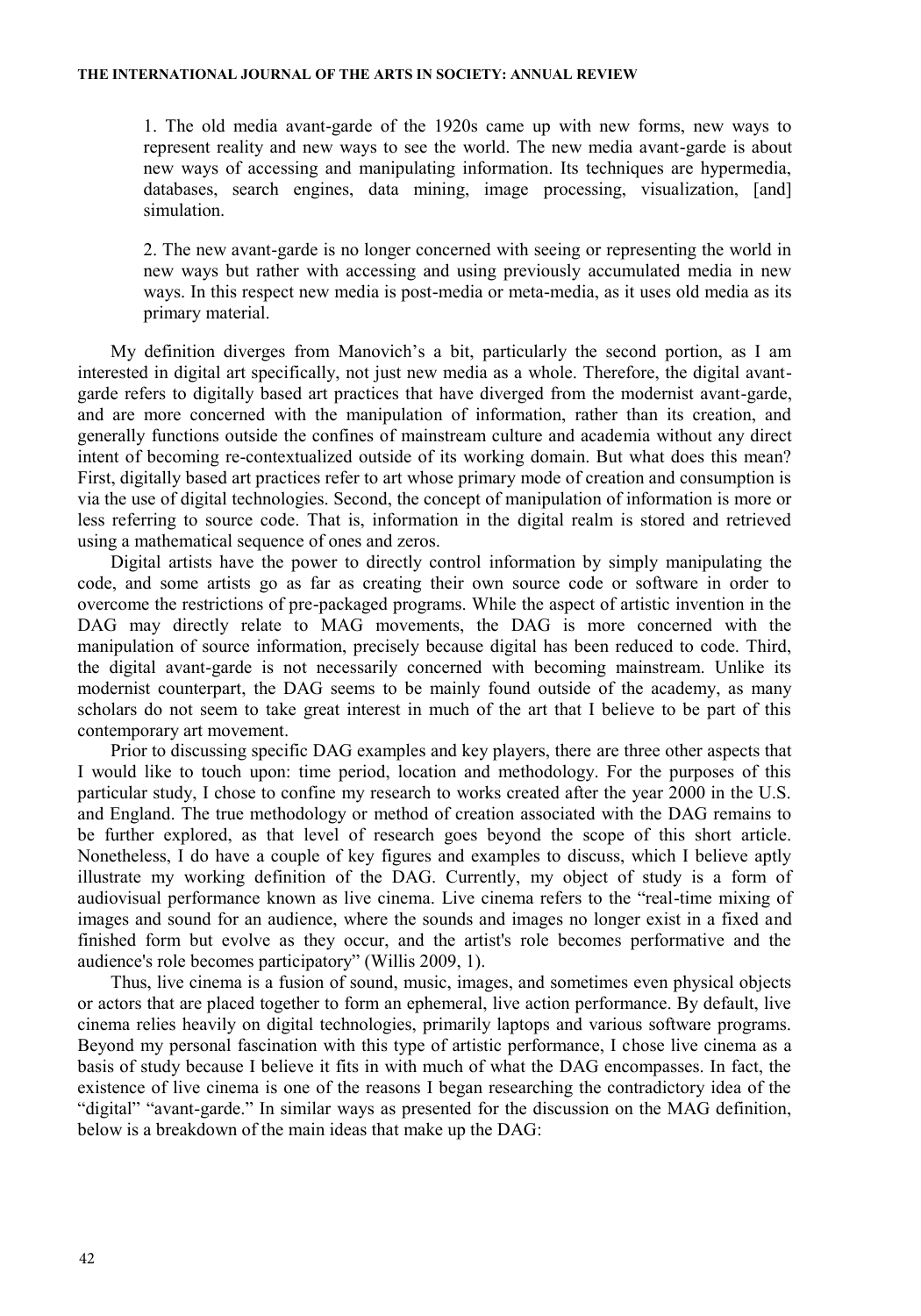> 1. The old media avant-garde of the 1920s came up with new forms, new ways to represent reality and new ways to see the world. The new media avant-garde is about new ways of accessing and manipulating information. Its techniques are hypermedia, databases, search engines, data mining, image processing, visualization, [and] simulation.
>
> 2. The new avant-garde is no longer concerned with seeing or representing the world in new ways but rather with accessing and using previously accumulated media in new ways. In this respect new media is post-media or meta-media, as it uses old media as its primary material.

My definition diverges from Manovich's a bit, particularly the second portion, as I am interested in digital art specifically, not just new media as a whole. Therefore, the digital avant-garde refers to digitally based art practices that have diverged from the modernist avant-garde, and are more concerned with the manipulation of information, rather than its creation, and generally functions outside the confines of mainstream culture and academia without any direct intent of becoming re-contextualized outside of its working domain. But what does this mean? First, digitally based art practices refer to art whose primary mode of creation and consumption is via the use of digital technologies. Second, the concept of manipulation of information is more or less referring to source code. That is, information in the digital realm is stored and retrieved using a mathematical sequence of ones and zeros.

Digital artists have the power to directly control information by simply manipulating the code, and some artists go as far as creating their own source code or software in order to overcome the restrictions of pre-packaged programs. While the aspect of artistic invention in the DAG may directly relate to MAG movements, the DAG is more concerned with the manipulation of source information, precisely because digital has been reduced to code. Third, the digital avant-garde is not necessarily concerned with becoming mainstream. Unlike its modernist counterpart, the DAG seems to be mainly found outside of the academy, as many scholars do not seem to take great interest in much of the art that I believe to be part of this contemporary art movement.

Prior to discussing specific DAG examples and key players, there are three other aspects that I would like to touch upon: time period, location and methodology. For the purposes of this particular study, I chose to confine my research to works created after the year 2000 in the U.S. and England. The true methodology or method of creation associated with the DAG remains to be further explored, as that level of research goes beyond the scope of this short article. Nonetheless, I do have a couple of key figures and examples to discuss, which I believe aptly illustrate my working definition of the DAG. Currently, my object of study is a form of audiovisual performance known as live cinema. Live cinema refers to the "real-time mixing of images and sound for an audience, where the sounds and images no longer exist in a fixed and finished form but evolve as they occur, and the artist's role becomes performative and the audience's role becomes participatory" (Willis 2009, 1).

Thus, live cinema is a fusion of sound, music, images, and sometimes even physical objects or actors that are placed together to form an ephemeral, live action performance. By default, live cinema relies heavily on digital technologies, primarily laptops and various software programs. Beyond my personal fascination with this type of artistic performance, I chose live cinema as a basis of study because I believe it fits in with much of what the DAG encompasses. In fact, the existence of live cinema is one of the reasons I began researching the contradictory idea of the "digital" "avant-garde." In similar ways as presented for the discussion on the MAG definition, below is a breakdown of the main ideas that make up the DAG: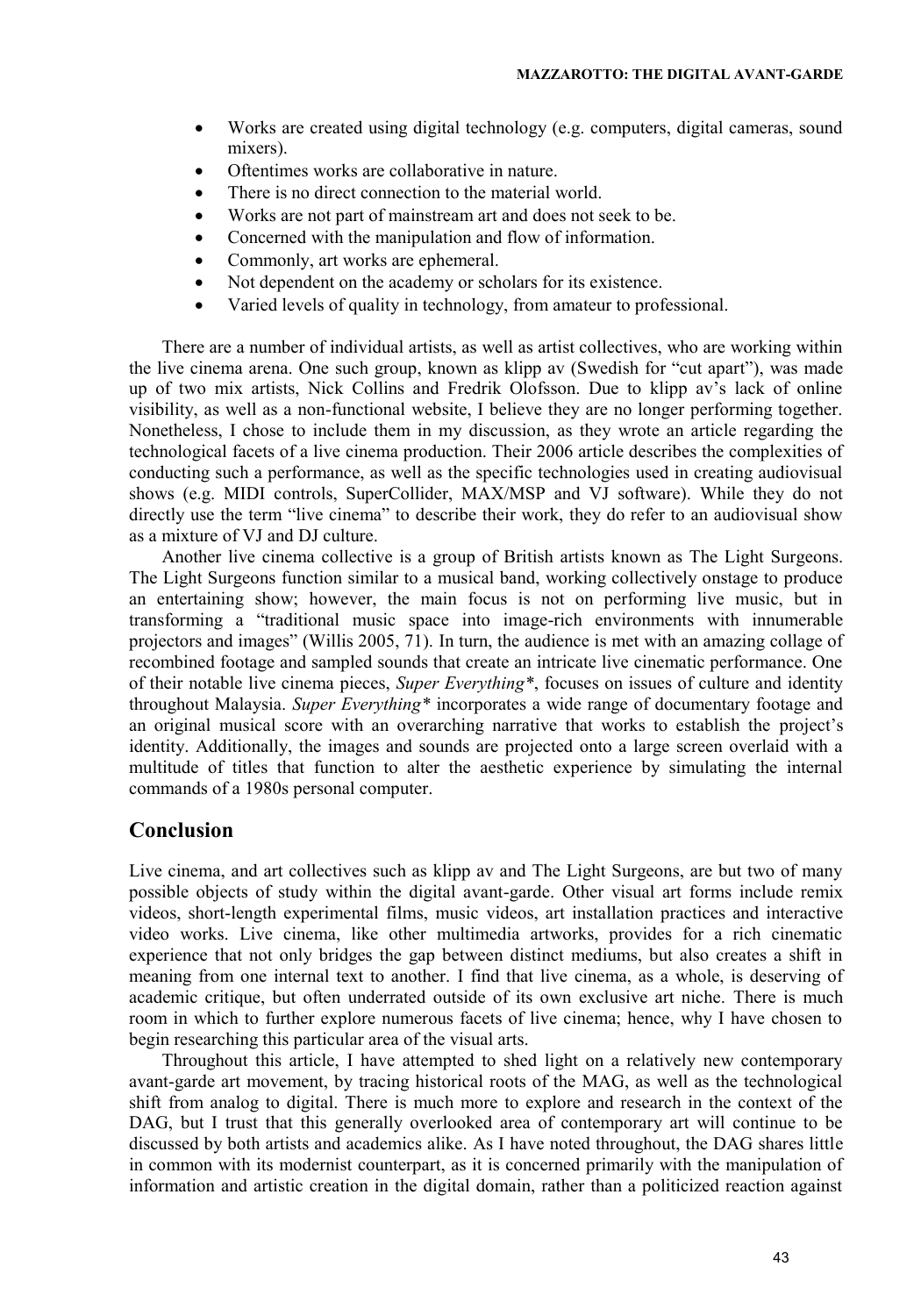- Works are created using digital technology (e.g. computers, digital cameras, sound mixers).
- Oftentimes works are collaborative in nature.
- There is no direct connection to the material world.
- Works are not part of mainstream art and does not seek to be.
- Concerned with the manipulation and flow of information.
- Commonly, art works are ephemeral.
- Not dependent on the academy or scholars for its existence.
- Varied levels of quality in technology, from amateur to professional.

There are a number of individual artists, as well as artist collectives, who are working within the live cinema arena. One such group, known as klipp av (Swedish for "cut apart"), was made up of two mix artists, Nick Collins and Fredrik Olofsson. Due to klipp av's lack of online visibility, as well as a non-functional website, I believe they are no longer performing together. Nonetheless, I chose to include them in my discussion, as they wrote an article regarding the technological facets of a live cinema production. Their 2006 article describes the complexities of conducting such a performance, as well as the specific technologies used in creating audiovisual shows (e.g. MIDI controls, SuperCollider, MAX/MSP and VJ software). While they do not directly use the term "live cinema" to describe their work, they do refer to an audiovisual show as a mixture of VJ and DJ culture.

Another live cinema collective is a group of British artists known as The Light Surgeons. The Light Surgeons function similar to a musical band, working collectively onstage to produce an entertaining show; however, the main focus is not on performing live music, but in transforming a "traditional music space into image-rich environments with innumerable projectors and images" (Willis 2005, 71). In turn, the audience is met with an amazing collage of recombined footage and sampled sounds that create an intricate live cinematic performance. One of their notable live cinema pieces, *Super Everything\**, focuses on issues of culture and identity throughout Malaysia. *Super Everything\** incorporates a wide range of documentary footage and an original musical score with an overarching narrative that works to establish the project's identity. Additionally, the images and sounds are projected onto a large screen overlaid with a multitude of titles that function to alter the aesthetic experience by simulating the internal commands of a 1980s personal computer.

## Conclusion

Live cinema, and art collectives such as klipp av and The Light Surgeons, are but two of many possible objects of study within the digital avant-garde. Other visual art forms include remix videos, short-length experimental films, music videos, art installation practices and interactive video works. Live cinema, like other multimedia artworks, provides for a rich cinematic experience that not only bridges the gap between distinct mediums, but also creates a shift in meaning from one internal text to another. I find that live cinema, as a whole, is deserving of academic critique, but often underrated outside of its own exclusive art niche. There is much room in which to further explore numerous facets of live cinema; hence, why I have chosen to begin researching this particular area of the visual arts.

Throughout this article, I have attempted to shed light on a relatively new contemporary avant-garde art movement, by tracing historical roots of the MAG, as well as the technological shift from analog to digital. There is much more to explore and research in the context of the DAG, but I trust that this generally overlooked area of contemporary art will continue to be discussed by both artists and academics alike. As I have noted throughout, the DAG shares little in common with its modernist counterpart, as it is concerned primarily with the manipulation of information and artistic creation in the digital domain, rather than a politicized reaction against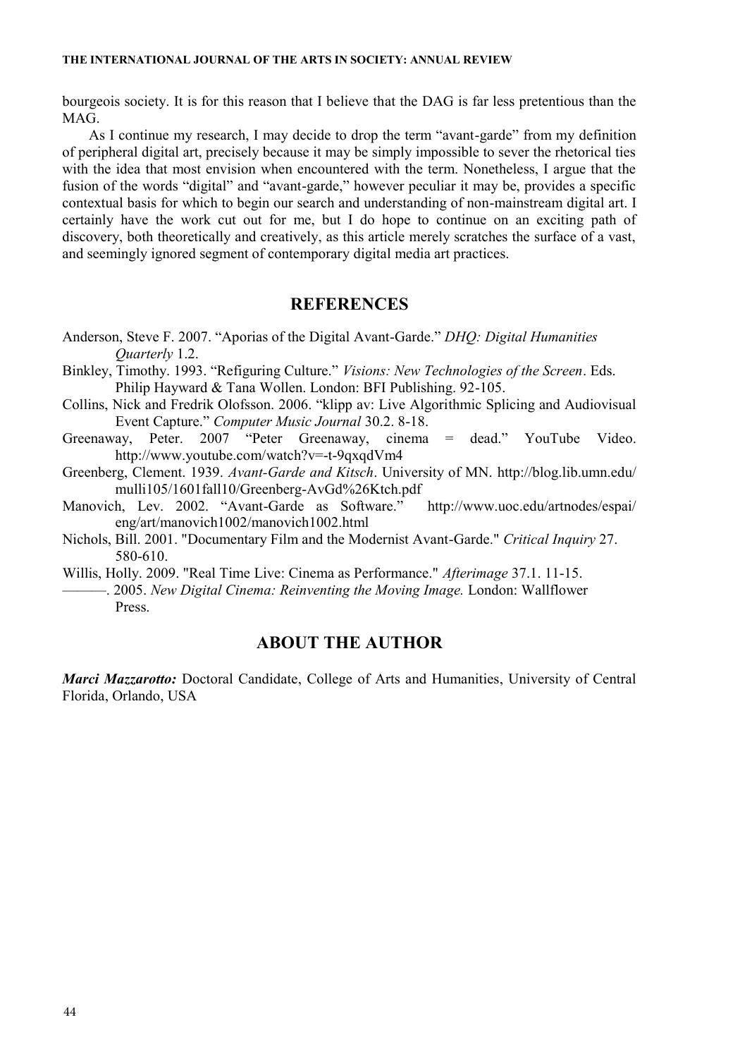bourgeois society. It is for this reason that I believe that the DAG is far less pretentious than the MAG.

As I continue my research, I may decide to drop the term "avant-garde" from my definition of peripheral digital art, precisely because it may be simply impossible to sever the rhetorical ties with the idea that most envision when encountered with the term. Nonetheless, I argue that the fusion of the words "digital" and "avant-garde," however peculiar it may be, provides a specific contextual basis for which to begin our search and understanding of non-mainstream digital art. I certainly have the work cut out for me, but I do hope to continue on an exciting path of discovery, both theoretically and creatively, as this article merely scratches the surface of a vast, and seemingly ignored segment of contemporary digital media art practices.

## REFERENCES

Anderson, Steve F. 2007. "Aporias of the Digital Avant-Garde." *DHQ: Digital Humanities Quarterly* 1.2.

Binkley, Timothy. 1993. "Refiguring Culture." *Visions: New Technologies of the Screen*. Eds. Philip Hayward & Tana Wollen. London: BFI Publishing. 92-105.

Collins, Nick and Fredrik Olofsson. 2006. "klipp av: Live Algorithmic Splicing and Audiovisual Event Capture." *Computer Music Journal* 30.2. 8-18.

Greenaway, Peter. 2007 "Peter Greenaway, cinema = dead." YouTube Video. http://www.youtube.com/watch?v=-t-9qxqdVm4

Greenberg, Clement. 1939. *Avant-Garde and Kitsch*. University of MN. http://blog.lib.umn.edu/mulli105/1601fall10/Greenberg-AvGd%26Ktch.pdf

Manovich, Lev. 2002. "Avant-Garde as Software." http://www.uoc.edu/artnodes/espai/eng/art/manovich1002/manovich1002.html

Nichols, Bill. 2001. "Documentary Film and the Modernist Avant-Garde." *Critical Inquiry* 27. 580-610.

Willis, Holly. 2009. "Real Time Live: Cinema as Performance." *Afterimage* 37.1. 11-15.

———. 2005. *New Digital Cinema: Reinventing the Moving Image.* London: Wallflower Press.

## ABOUT THE AUTHOR

***Marci Mazzarotto:*** Doctoral Candidate, College of Arts and Humanities, University of Central Florida, Orlando, USA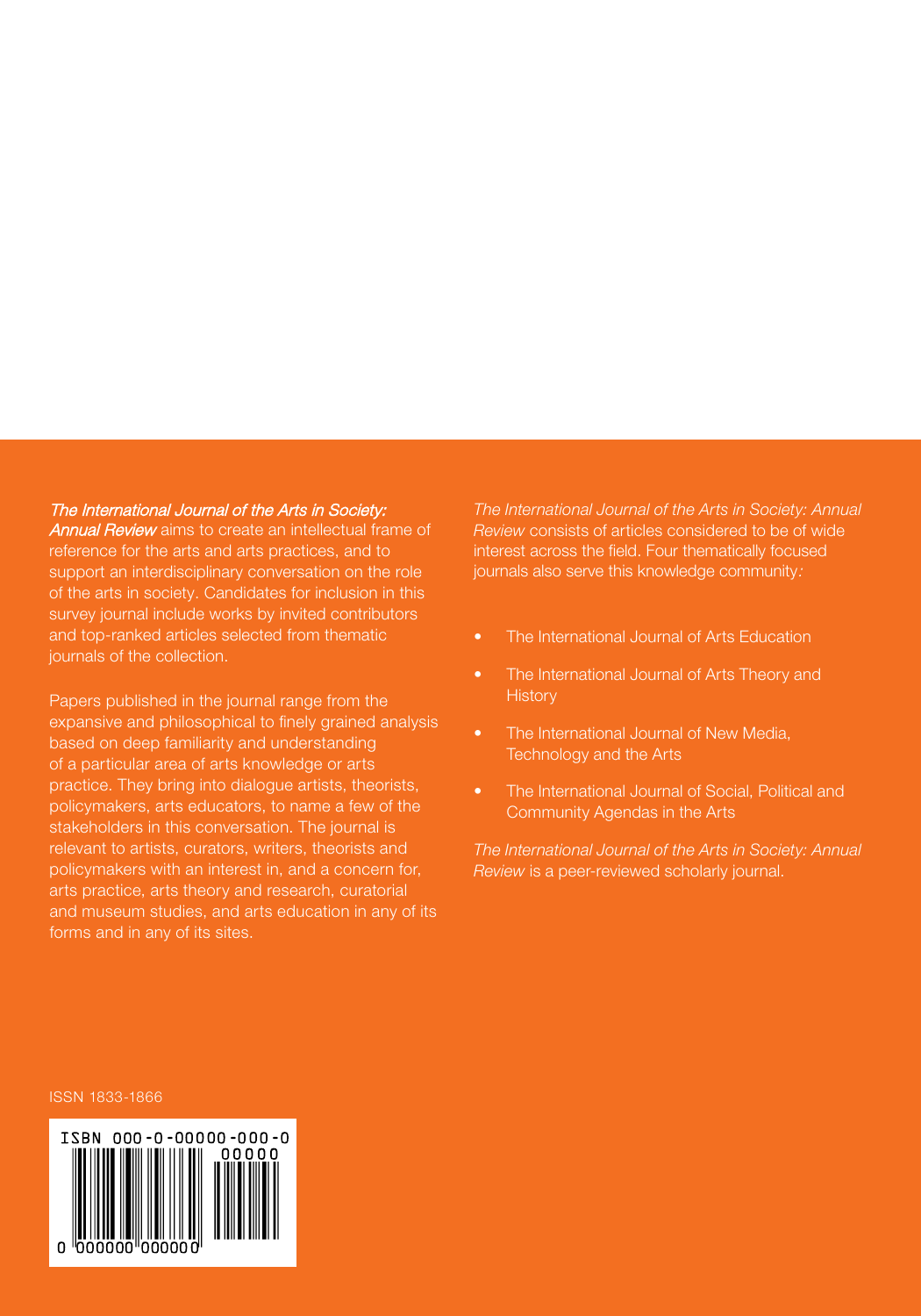*The International Journal of the Arts in Society: Annual Review* aims to create an intellectual frame of reference for the arts and arts practices, and to support an interdisciplinary conversation on the role of the arts in society. Candidates for inclusion in this survey journal include works by invited contributors and top-ranked articles selected from thematic journals of the collection.

Papers published in the journal range from the expansive and philosophical to finely grained analysis based on deep familiarity and understanding of a particular area of arts knowledge or arts practice. They bring into dialogue artists, theorists, policymakers, arts educators, to name a few of the stakeholders in this conversation. The journal is relevant to artists, curators, writers, theorists and policymakers with an interest in, and a concern for, arts practice, arts theory and research, curatorial and museum studies, and arts education in any of its forms and in any of its sites.

*The International Journal of the Arts in Society: Annual Review* consists of articles considered to be of wide interest across the field. Four thematically focused journals also serve this knowledge community:

- The International Journal of Arts Education
- The International Journal of Arts Theory and History
- The International Journal of New Media, Technology and the Arts
- The International Journal of Social, Political and Community Agendas in the Arts

*The International Journal of the Arts in Society: Annual Review* is a peer-reviewed scholarly journal.

ISSN 1833-1866

ISBN 000-0-00000-000-0